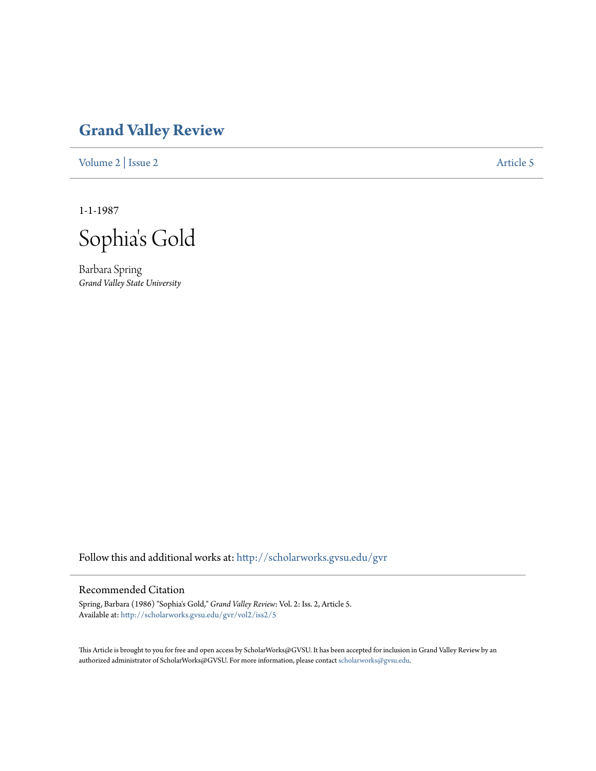# Grand Valley Review

Volume 2 | Issue 2 — Article 5

1-1-1987

## Sophia's Gold

Barbara Spring
*Grand Valley State University*

Follow this and additional works at: http://scholarworks.gvsu.edu/gvr

### Recommended Citation

Spring, Barbara (1986) "Sophia's Gold," *Grand Valley Review*: Vol. 2: Iss. 2, Article 5.
Available at: http://scholarworks.gvsu.edu/gvr/vol2/iss2/5

This Article is brought to you for free and open access by ScholarWorks@GVSU. It has been accepted for inclusion in Grand Valley Review by an authorized administrator of ScholarWorks@GVSU. For more information, please contact scholarworks@gvsu.edu.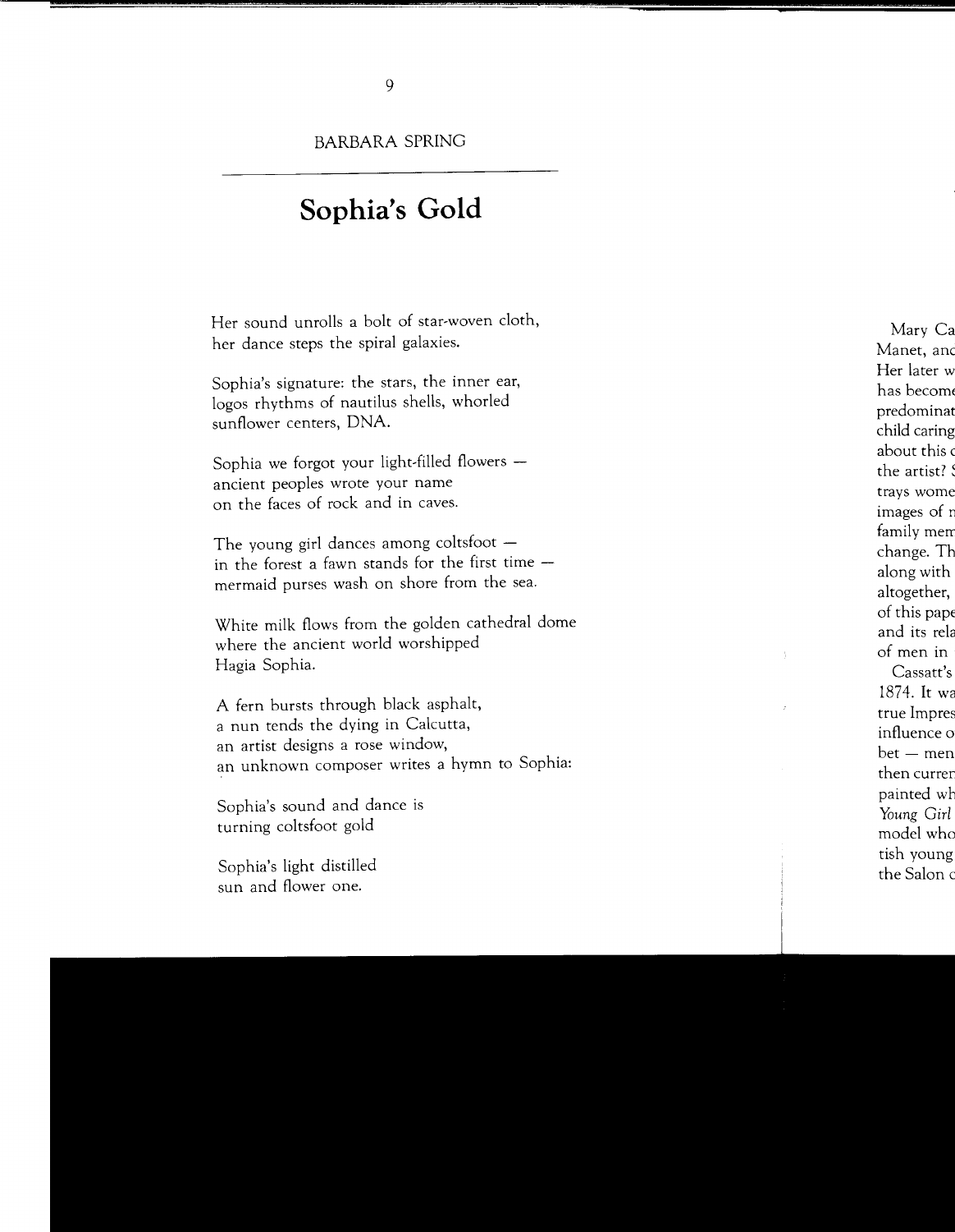BARBARA SPRING

# Sophia's Gold

Her sound unrolls a bolt of star-woven cloth,
her dance steps the spiral galaxies.

Sophia's signature: the stars, the inner ear,
logos rhythms of nautilus shells, whorled
sunflower centers, DNA.

Sophia we forgot your light-filled flowers —
ancient peoples wrote your name
on the faces of rock and in caves.

The young girl dances among coltsfoot —
in the forest a fawn stands for the first time —
mermaid purses wash on shore from the sea.

White milk flows from the golden cathedral dome
where the ancient world worshipped
Hagia Sophia.

A fern bursts through black asphalt,
a nun tends the dying in Calcutta,
an artist designs a rose window,
an unknown composer writes a hymn to Sophia:

Sophia's sound and dance is
turning coltsfoot gold

Sophia's light distilled
sun and flower one.